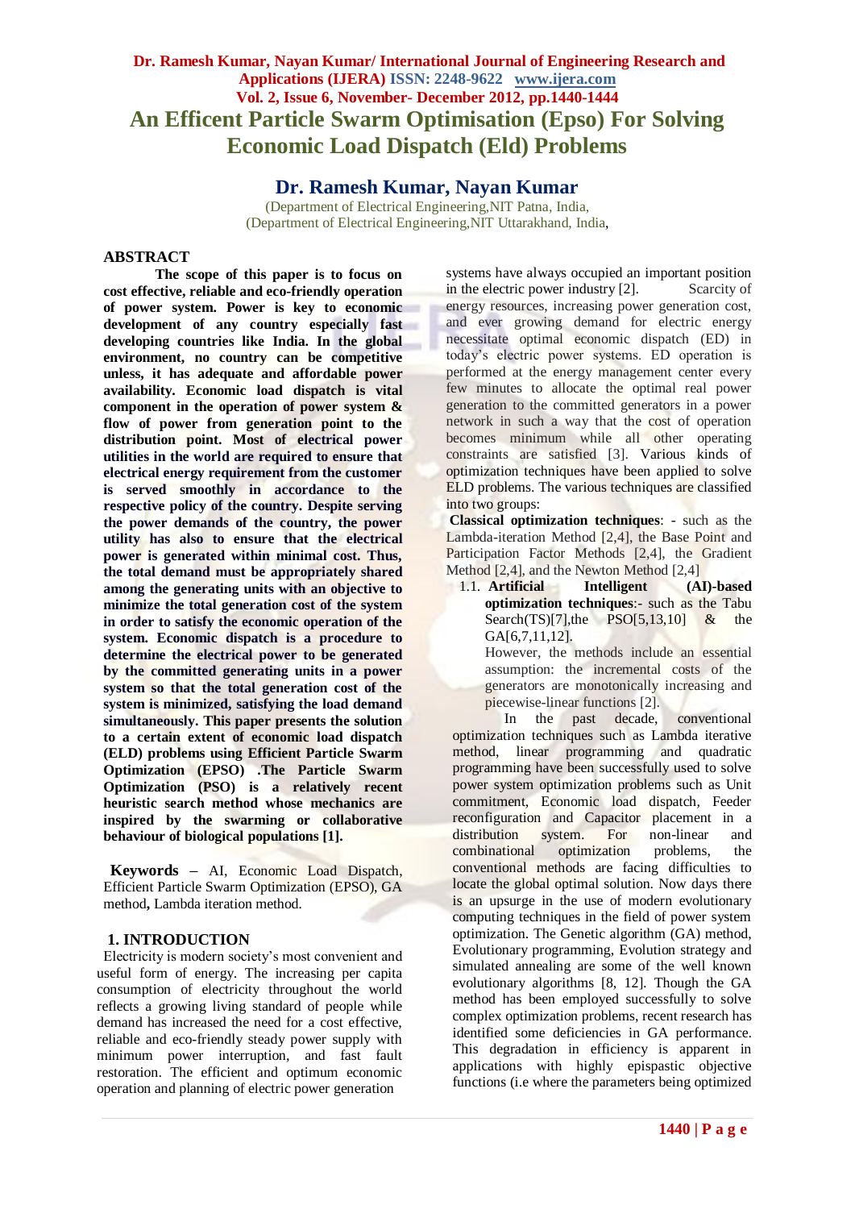# An Efficent Particle Swarm Optimisation (Epso) For Solving Economic Load Dispatch (Eld) Problems

## Dr. Ramesh Kumar, Nayan Kumar

(Department of Electrical Engineering,NIT Patna, India,
(Department of Electrical Engineering,NIT Uttarakhand, India,

## ABSTRACT

**The scope of this paper is to focus on cost effective, reliable and eco-friendly operation of power system. Power is key to economic development of any country especially fast developing countries like India. In the global environment, no country can be competitive unless, it has adequate and affordable power availability. Economic load dispatch is vital component in the operation of power system & flow of power from generation point to the distribution point. Most of electrical power utilities in the world are required to ensure that electrical energy requirement from the customer is served smoothly in accordance to the respective policy of the country. Despite serving the power demands of the country, the power utility has also to ensure that the electrical power is generated within minimal cost. Thus, the total demand must be appropriately shared among the generating units with an objective to minimize the total generation cost of the system in order to satisfy the economic operation of the system. Economic dispatch is a procedure to determine the electrical power to be generated by the committed generating units in a power system so that the total generation cost of the system is minimized, satisfying the load demand simultaneously. This paper presents the solution to a certain extent of economic load dispatch (ELD) problems using Efficient Particle Swarm Optimization (EPSO) .The Particle Swarm Optimization (PSO) is a relatively recent heuristic search method whose mechanics are inspired by the swarming or collaborative behaviour of biological populations [1].**

**Keywords –** AI, Economic Load Dispatch, Efficient Particle Swarm Optimization (EPSO), GA method**,** Lambda iteration method.

## 1. INTRODUCTION

Electricity is modern society's most convenient and useful form of energy. The increasing per capita consumption of electricity throughout the world reflects a growing living standard of people while demand has increased the need for a cost effective, reliable and eco-friendly steady power supply with minimum power interruption, and fast fault restoration. The efficient and optimum economic operation and planning of electric power generation systems have always occupied an important position in the electric power industry [2]. Scarcity of energy resources, increasing power generation cost, and ever growing demand for electric energy necessitate optimal economic dispatch (ED) in today's electric power systems. ED operation is performed at the energy management center every few minutes to allocate the optimal real power generation to the committed generators in a power network in such a way that the cost of operation becomes minimum while all other operating constraints are satisfied [3]. Various kinds of optimization techniques have been applied to solve ELD problems. The various techniques are classified into two groups:

**Classical optimization techniques**: - such as the Lambda-iteration Method [2,4], the Base Point and Participation Factor Methods [2,4], the Gradient Method [2,4], and the Newton Method [2,4]

1.1. **Artificial Intelligent (AI)-based optimization techniques**:- such as the Tabu Search(TS)[7],the PSO[5,13,10] & the GA[6,7,11,12].

However, the methods include an essential assumption: the incremental costs of the generators are monotonically increasing and piecewise-linear functions [2].

In the past decade, conventional optimization techniques such as Lambda iterative method, linear programming and quadratic programming have been successfully used to solve power system optimization problems such as Unit commitment, Economic load dispatch, Feeder reconfiguration and Capacitor placement in a distribution system. For non-linear and combinational optimization problems, the conventional methods are facing difficulties to locate the global optimal solution. Now days there is an upsurge in the use of modern evolutionary computing techniques in the field of power system optimization. The Genetic algorithm (GA) method, Evolutionary programming, Evolution strategy and simulated annealing are some of the well known evolutionary algorithms [8, 12]. Though the GA method has been employed successfully to solve complex optimization problems, recent research has identified some deficiencies in GA performance. This degradation in efficiency is apparent in applications with highly epispastic objective functions (i.e where the parameters being optimized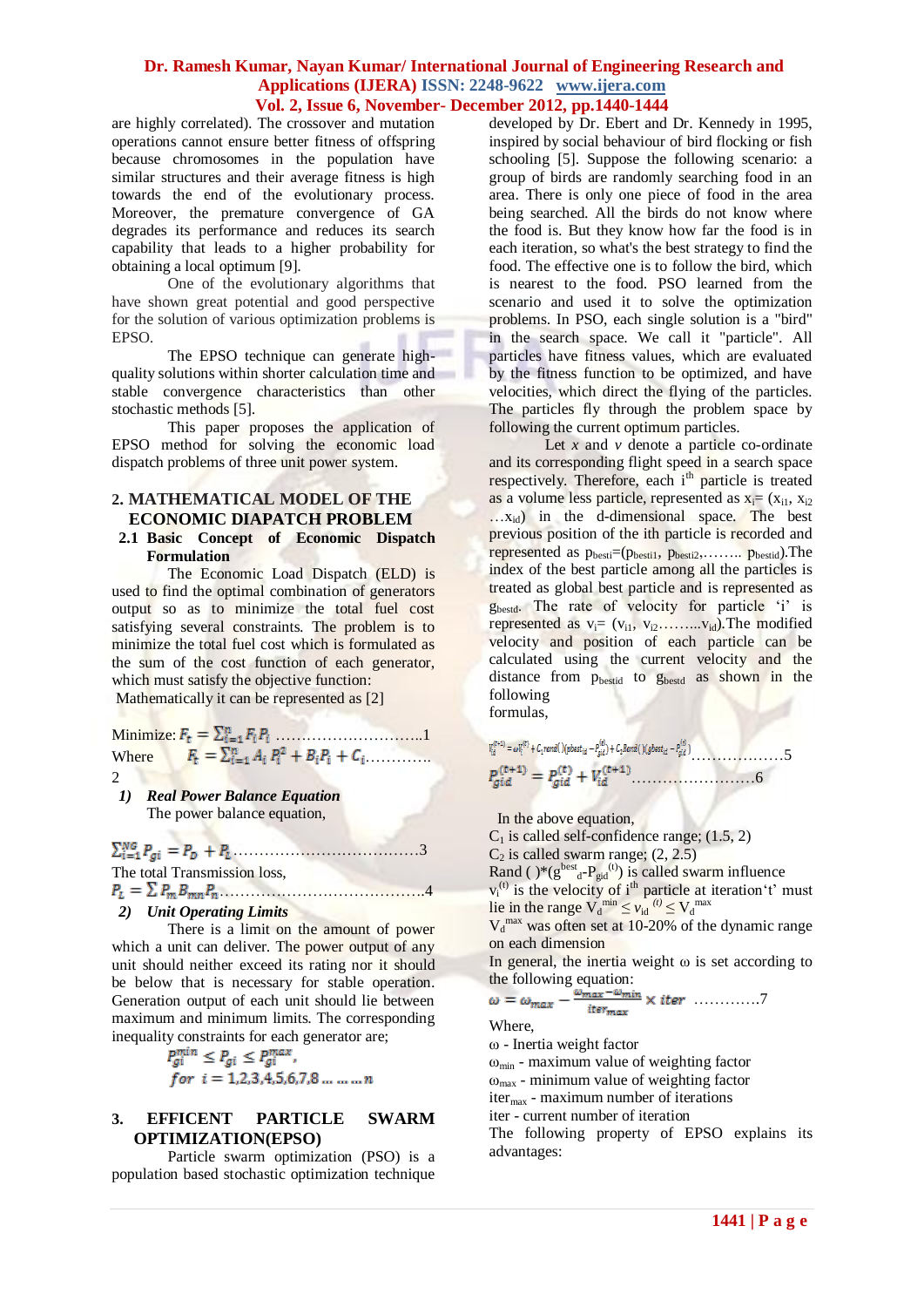are highly correlated). The crossover and mutation operations cannot ensure better fitness of offspring because chromosomes in the population have similar structures and their average fitness is high towards the end of the evolutionary process. Moreover, the premature convergence of GA degrades its performance and reduces its search capability that leads to a higher probability for obtaining a local optimum [9].

One of the evolutionary algorithms that have shown great potential and good perspective for the solution of various optimization problems is EPSO.

The EPSO technique can generate high-quality solutions within shorter calculation time and stable convergence characteristics than other stochastic methods [5].

This paper proposes the application of EPSO method for solving the economic load dispatch problems of three unit power system.

## 2. MATHEMATICAL MODEL OF THE ECONOMIC DIAPATCH PROBLEM

### 2.1 Basic Concept of Economic Dispatch Formulation

The Economic Load Dispatch (ELD) is used to find the optimal combination of generators output so as to minimize the total fuel cost satisfying several constraints. The problem is to minimize the total fuel cost which is formulated as the sum of the cost function of each generator, which must satisfy the objective function:

Mathematically it can be represented as [2]

Minimize: $F_t = \sum_{i=1}^{n} F_i P_i$ ………………………..1

Where $F_t = \sum_{i=1}^{n} A_i P_i^2 + B_i P_i + C_i$…………. 2

1) ***Real Power Balance Equation***

The power balance equation,

$\sum_{i=1}^{NG} P_{gi} = P_D + P_L$……………………………….3

The total Transmission loss,

$P_L = \sum P_m B_{mn} P_n$………………………………….4

2) ***Unit Operating Limits***

There is a limit on the amount of power which a unit can deliver. The power output of any unit should neither exceed its rating nor it should be below that is necessary for stable operation. Generation output of each unit should lie between maximum and minimum limits. The corresponding inequality constraints for each generator are;

$$P_{gi}^{min} \le P_{gi} \le P_{gi}^{max},$$
$$for\ \ i = 1,2,3,4,5,6,7,8 \dots \dots \dots n$$

## 3. EFFICENT PARTICLE SWARM OPTIMIZATION(EPSO)

Particle swarm optimization (PSO) is a population based stochastic optimization technique developed by Dr. Ebert and Dr. Kennedy in 1995, inspired by social behaviour of bird flocking or fish schooling [5]. Suppose the following scenario: a group of birds are randomly searching food in an area. There is only one piece of food in the area being searched. All the birds do not know where the food is. But they know how far the food is in each iteration, so what's the best strategy to find the food. The effective one is to follow the bird, which is nearest to the food. PSO learned from the scenario and used it to solve the optimization problems. In PSO, each single solution is a "bird" in the search space. We call it "particle". All particles have fitness values, which are evaluated by the fitness function to be optimized, and have velocities, which direct the flying of the particles. The particles fly through the problem space by following the current optimum particles.

Let $x$ and $v$ denote a particle co-ordinate and its corresponding flight speed in a search space respectively. Therefore, each i[th] particle is treated as a volume less particle, represented as $x_i = (x_{i1}, x_{i2} \dots x_{id})$ in the d-dimensional space. The best previous position of the ith particle is recorded and represented as $p_{besti} = (p_{besti1}, p_{besti2}, \dots\dots p_{bestid})$.The index of the best particle among all the particles is treated as global best particle and is represented as $g_{bestd}$. The rate of velocity for particle 'i' is represented as $v_i = (v_{i1}, v_{i2} \dots\dots v_{id})$.The modified velocity and position of each particle can be calculated using the current velocity and the distance from $p_{bestid}$ to $g_{bestd}$ as shown in the following formulas,

$V_{id}^{(t+1)} = \omega V_{id}^{(t)} + C_1 rand(\ )(pbest_{id} - P_{gid}^{(t)}) + C_2 Rand(\ )(gbest_{id} - P_{gid}^{(t)})$………………5

$P_{gid}^{(t+1)} = P_{gid}^{(t)} + V_{id}^{(t+1)}$……………………6

In the above equation,

$C_1$ is called self-confidence range; (1.5, 2)

$C_2$ is called swarm range; (2, 2.5)

Rand ( )*($g^{best}_d$-$P_{gid}^{(t)}$) is called swarm influence

$v_i^{(t)}$ is the velocity of i[th] particle at iteration't' must lie in the range $V_d^{min} \le v_{id}^{(t)} \le V_d^{max}$

$V_d^{max}$ was often set at 10-20% of the dynamic range on each dimension

In general, the inertia weight ω is set according to the following equation:

$\omega = \omega_{max} - \frac{\omega_{max} - \omega_{min}}{iter_{max}} \times iter$ …………7

Where,

ω - Inertia weight factor

$\omega_{min}$ - maximum value of weighting factor

$\omega_{max}$ - minimum value of weighting factor

$iter_{max}$ - maximum number of iterations

iter - current number of iteration

The following property of EPSO explains its advantages: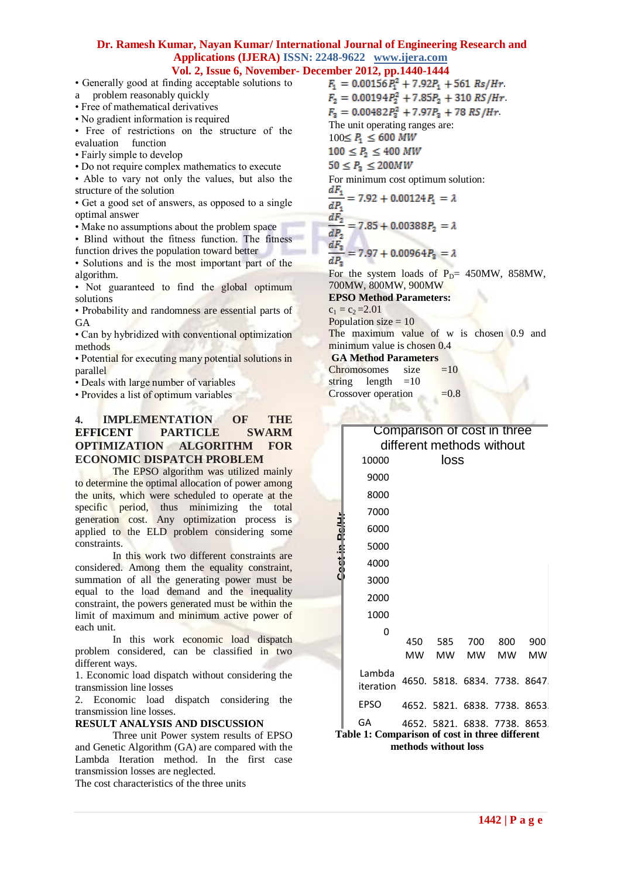- Generally good at finding acceptable solutions to a problem reasonably quickly
- Free of mathematical derivatives
- No gradient information is required
- Free of restrictions on the structure of the evaluation function
- Fairly simple to develop
- Do not require complex mathematics to execute
- Able to vary not only the values, but also the structure of the solution
- Get a good set of answers, as opposed to a single optimal answer
- Make no assumptions about the problem space
- Blind without the fitness function. The fitness function drives the population toward better
- Solutions and is the most important part of the algorithm.
- Not guaranteed to find the global optimum solutions
- Probability and randomness are essential parts of GA
- Can by hybridized with conventional optimization methods
- Potential for executing many potential solutions in parallel
- Deals with large number of variables
- Provides a list of optimum variables

## 4. IMPLEMENTATION OF THE EFFICENT PARTICLE SWARM OPTIMIZATION ALGORITHM FOR ECONOMIC DISPATCH PROBLEM

The EPSO algorithm was utilized mainly to determine the optimal allocation of power among the units, which were scheduled to operate at the specific period, thus minimizing the total generation cost. Any optimization process is applied to the ELD problem considering some constraints.

In this work two different constraints are considered. Among them the equality constraint, summation of all the generating power must be equal to the load demand and the inequality constraint, the powers generated must be within the limit of maximum and minimum active power of each unit.

In this work economic load dispatch problem considered, can be classified in two different ways.

1. Economic load dispatch without considering the transmission line losses
2. Economic load dispatch considering the transmission line losses.

## RESULT ANALYSIS AND DISCUSSION

Three unit Power system results of EPSO and Genetic Algorithm (GA) are compared with the Lambda Iteration method. In the first case transmission losses are neglected.

The cost characteristics of the three units

$$F_1 = 0.00156P_1^2 + 7.92P_1 + 561 \; Rs/Hr.$$

$$F_2 = 0.00194P_2^2 + 7.85P_2 + 310 \; RS/Hr.$$

$$F_3 = 0.00482P_3^2 + 7.97P_3 + 78 \; RS/Hr.$$

The unit operating ranges are:

$$100 \leq P_1 \leq 600 \; MW$$

$$100 \leq P_2 \leq 400 \; MW$$

$$50 \leq P_3 \leq 200MW$$

For minimum cost optimum solution:

$$\frac{dF_1}{dP_1} = 7.92 + 0.00124P_1 = \lambda$$

$$\frac{dF_2}{dP_2} = 7.85 + 0.00388P_2 = \lambda$$

$$\frac{dF_3}{dP_3} = 7.97 + 0.00964P_3 = \lambda$$

For the system loads of $P_D$= 450MW, 858MW, 700MW, 800MW, 900MW

**EPSO Method Parameters:**

$c_1 = c_2 = 2.01$

Population size = 10

The maximum value of w is chosen 0.9 and minimum value is chosen 0.4

**GA Method Parameters**

Chromosomes size =10

string length =10

Crossover operation =0.8

Comparison of cost in three different methods without loss

| | 450 MW | 585 MW | 700 MW | 800 MW | 900 MW |
|---|---|---|---|---|---|
| Lambda iteration | 4650. | 5818. | 6834. | 7738. | 8647. |
| EPSO | 4652. | 5821. | 6838. | 7738. | 8653. |
| GA | 4652. | 5821. | 6838. | 7738. | 8653. |

**Table 1: Comparison of cost in three different methods without loss**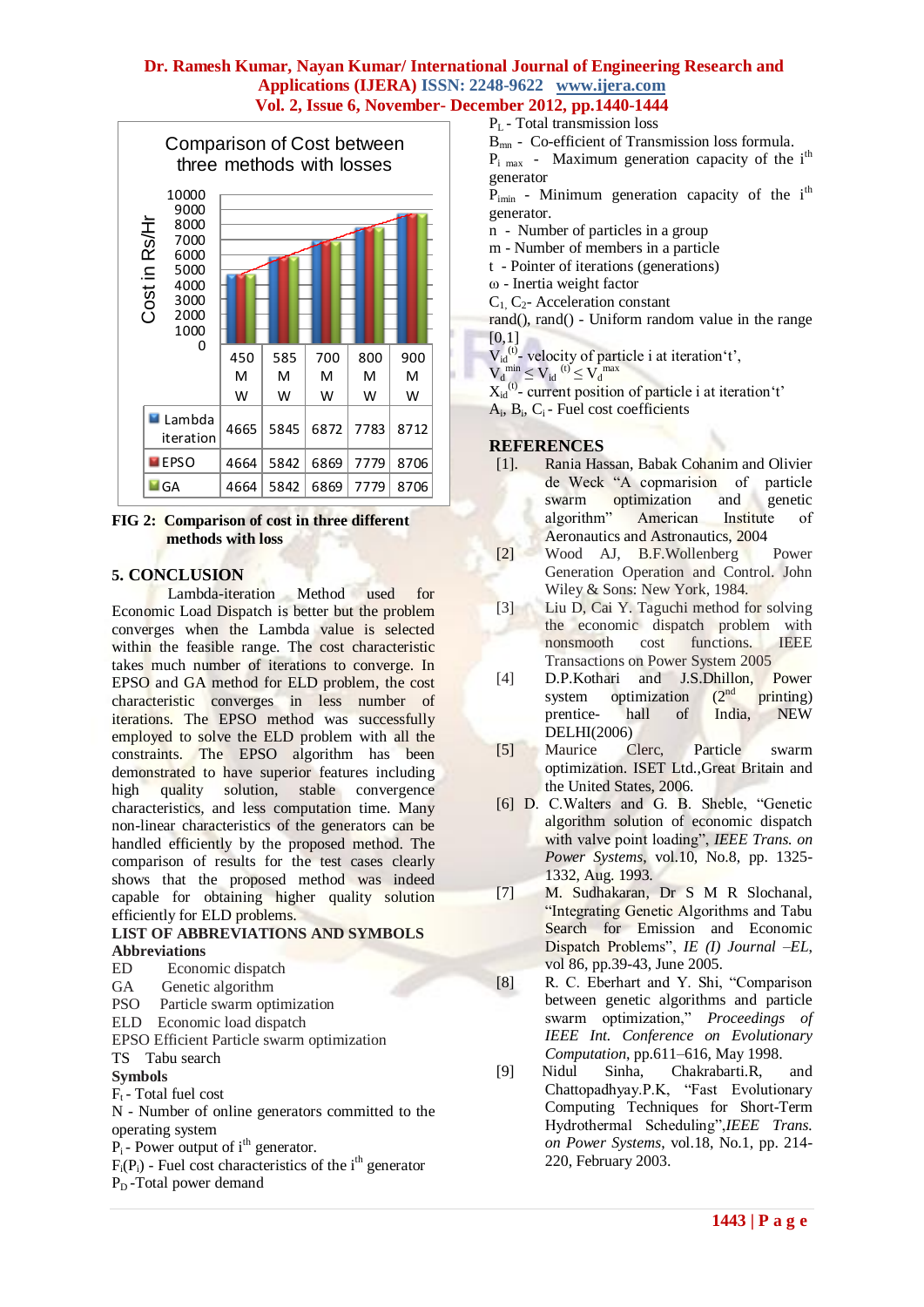Comparison of Cost between three methods with losses

| | 450 MW | 585 MW | 700 MW | 800 MW | 900 MW |
|---|---|---|---|---|---|
| Lambda iteration | 4665 | 5845 | 6872 | 7783 | 8712 |
| EPSO | 4664 | 5842 | 6869 | 7779 | 8706 |
| GA | 4664 | 5842 | 6869 | 7779 | 8706 |

**FIG 2: Comparison of cost in three different methods with loss**

## 5. CONCLUSION

Lambda-iteration Method used for Economic Load Dispatch is better but the problem converges when the Lambda value is selected within the feasible range. The cost characteristic takes much number of iterations to converge. In EPSO and GA method for ELD problem, the cost characteristic converges in less number of iterations. The EPSO method was successfully employed to solve the ELD problem with all the constraints. The EPSO algorithm has been demonstrated to have superior features including high quality solution, stable convergence characteristics, and less computation time. Many non-linear characteristics of the generators can be handled efficiently by the proposed method. The comparison of results for the test cases clearly shows that the proposed method was indeed capable for obtaining higher quality solution efficiently for ELD problems.

**LIST OF ABBREVIATIONS AND SYMBOLS**

**Abbreviations**

ED Economic dispatch
GA Genetic algorithm
PSO Particle swarm optimization
ELD Economic load dispatch
EPSO Efficient Particle swarm optimization
TS Tabu search

**Symbols**

$F_t$ - Total fuel cost
N - Number of online generators committed to the operating system
$P_i$ - Power output of $i^{th}$ generator.
$F_i(P_i)$ - Fuel cost characteristics of the $i^{th}$ generator
$P_D$ -Total power demand
$P_L$ - Total transmission loss
$B_{mn}$ - Co-efficient of Transmission loss formula.
$P_{i\ max}$ - Maximum generation capacity of the $i^{th}$ generator
$P_{imin}$ - Minimum generation capacity of the $i^{th}$ generator.
n - Number of particles in a group
m - Number of members in a particle
t - Pointer of iterations (generations)
ω - Inertia weight factor
$C_1, C_2$- Acceleration constant
rand(), rand() - Uniform random value in the range [0,1]
$V_{id}^{(t)}$- velocity of particle i at iteration't',
$V_d^{min} \leq V_{id}^{(t)} \leq V_d^{max}$
$X_{id}^{(t)}$- current position of particle i at iteration't'
$A_i, B_i, C_i$ - Fuel cost coefficients

## REFERENCES

[1]. Rania Hassan, Babak Cohanim and Olivier de Weck "A copmarision of particle swarm optimization and genetic algorithm" American Institute of Aeronautics and Astronautics, 2004

[2] Wood AJ, B.F.Wollenberg Power Generation Operation and Control. John Wiley & Sons: New York, 1984.

[3] Liu D, Cai Y. Taguchi method for solving the economic dispatch problem with nonsmooth cost functions. IEEE Transactions on Power System 2005

[4] D.P.Kothari and J.S.Dhillon, Power system optimization ($2^{nd}$ printing) prentice- hall of India, NEW DELHI(2006)

[5] Maurice Clerc, Particle swarm optimization. ISET Ltd.,Great Britain and the United States, 2006.

[6] D. C.Walters and G. B. Sheble, "Genetic algorithm solution of economic dispatch with valve point loading", *IEEE Trans. on Power Systems*, vol.10, No.8, pp. 1325-1332, Aug. 1993.

[7] M. Sudhakaran, Dr S M R Slochanal, "Integrating Genetic Algorithms and Tabu Search for Emission and Economic Dispatch Problems", *IE (I) Journal –EL*, vol 86, pp.39-43, June 2005.

[8] R. C. Eberhart and Y. Shi, "Comparison between genetic algorithms and particle swarm optimization," *Proceedings of IEEE Int. Conference on Evolutionary Computation*, pp.611–616, May 1998.

[9] Nidul Sinha, Chakrabarti.R, and Chattopadhyay.P.K, "Fast Evolutionary Computing Techniques for Short-Term Hydrothermal Scheduling",*IEEE Trans. on Power Systems*, vol.18, No.1, pp. 214-220, February 2003.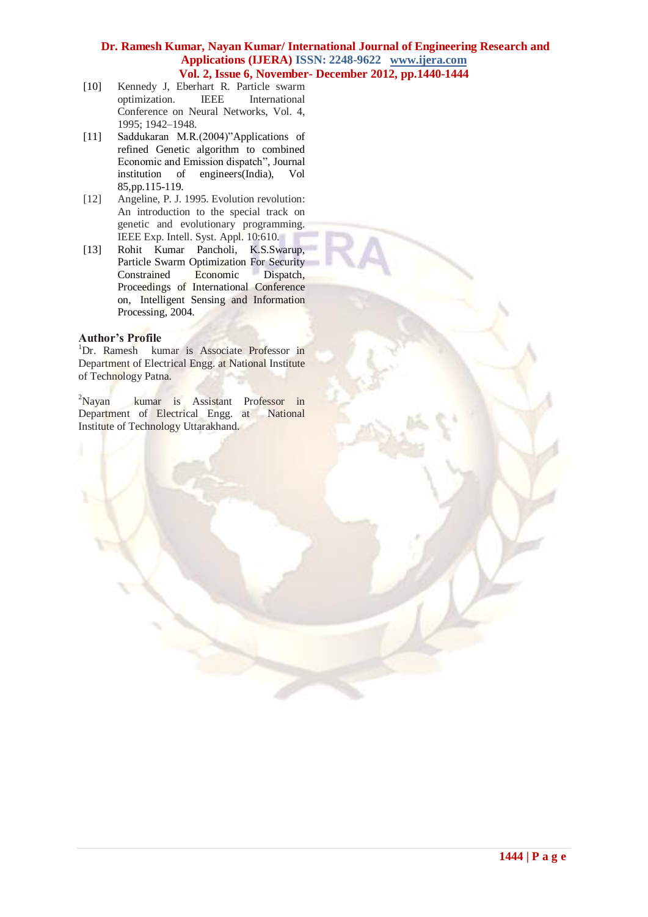[10] Kennedy J, Eberhart R. Particle swarm optimization. IEEE International Conference on Neural Networks, Vol. 4, 1995; 1942–1948.

[11] Saddukaran M.R.(2004)"Applications of refined Genetic algorithm to combined Economic and Emission dispatch", Journal institution of engineers(India), Vol 85,pp.115-119.

[12] Angeline, P. J. 1995. Evolution revolution: An introduction to the special track on genetic and evolutionary programming. IEEE Exp. Intell. Syst. Appl. 10:610.

[13] Rohit Kumar Pancholi, K.S.Swarup, Particle Swarm Optimization For Security Constrained Economic Dispatch, Proceedings of International Conference on, Intelligent Sensing and Information Processing, 2004.

## Author's Profile

[1]Dr. Ramesh kumar is Associate Professor in Department of Electrical Engg. at National Institute of Technology Patna.

[2]Nayan kumar is Assistant Professor in Department of Electrical Engg. at National Institute of Technology Uttarakhand.